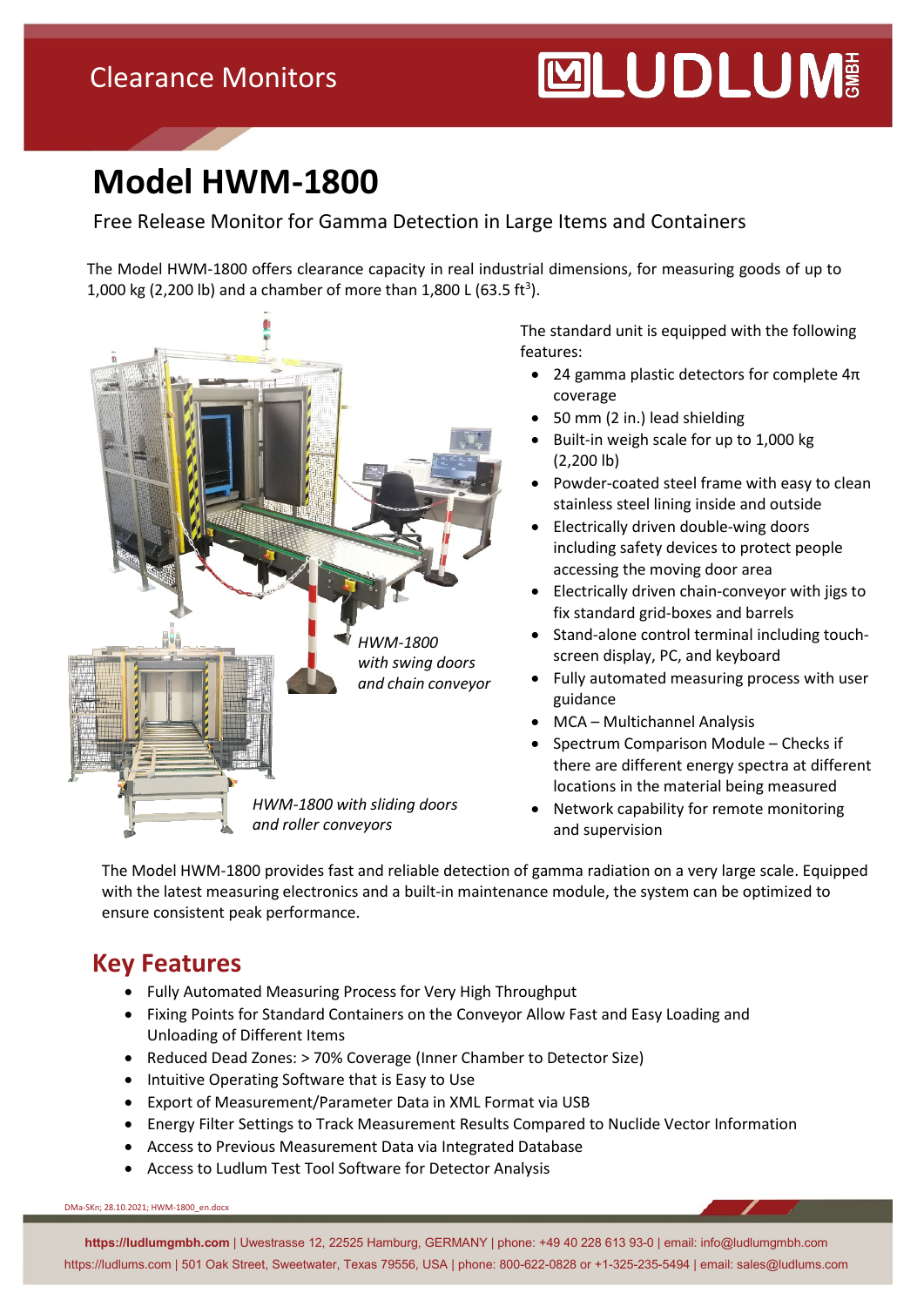Clearance Monitors

LUDLUM GMBH

# Model HWM-1800

Free Release Monitor for Gamma Detection in Large Items and Containers

The Model HWM-1800 offers clearance capacity in real industrial dimensions, for measuring goods of up to 1,000 kg (2,200 lb) and a chamber of more than 1,800 L (63.5 ft$^3$).

*HWM-1800 with swing doors and chain conveyor*

*HWM-1800 with sliding doors and roller conveyors*

The standard unit is equipped with the following features:

- 24 gamma plastic detectors for complete 4π coverage
- 50 mm (2 in.) lead shielding
- Built-in weigh scale for up to 1,000 kg (2,200 lb)
- Powder-coated steel frame with easy to clean stainless steel lining inside and outside
- Electrically driven double-wing doors including safety devices to protect people accessing the moving door area
- Electrically driven chain-conveyor with jigs to fix standard grid-boxes and barrels
- Stand-alone control terminal including touch-screen display, PC, and keyboard
- Fully automated measuring process with user guidance
- MCA – Multichannel Analysis
- Spectrum Comparison Module – Checks if there are different energy spectra at different locations in the material being measured
- Network capability for remote monitoring and supervision

The Model HWM-1800 provides fast and reliable detection of gamma radiation on a very large scale. Equipped with the latest measuring electronics and a built-in maintenance module, the system can be optimized to ensure consistent peak performance.

## Key Features

- Fully Automated Measuring Process for Very High Throughput
- Fixing Points for Standard Containers on the Conveyor Allow Fast and Easy Loading and Unloading of Different Items
- Reduced Dead Zones: > 70% Coverage (Inner Chamber to Detector Size)
- Intuitive Operating Software that is Easy to Use
- Export of Measurement/Parameter Data in XML Format via USB
- Energy Filter Settings to Track Measurement Results Compared to Nuclide Vector Information
- Access to Previous Measurement Data via Integrated Database
- Access to Ludlum Test Tool Software for Detector Analysis

DMa-SKn; 28.10.2021; HWM-1800_en.docx

**https://ludlumgmbh.com** | Uwestrasse 12, 22525 Hamburg, GERMANY | phone: +49 40 228 613 93-0 | email: info@ludlumgmbh.com
https://ludlums.com | 501 Oak Street, Sweetwater, Texas 79556, USA | phone: 800-622-0828 or +1-325-235-5494 | email: sales@ludlums.com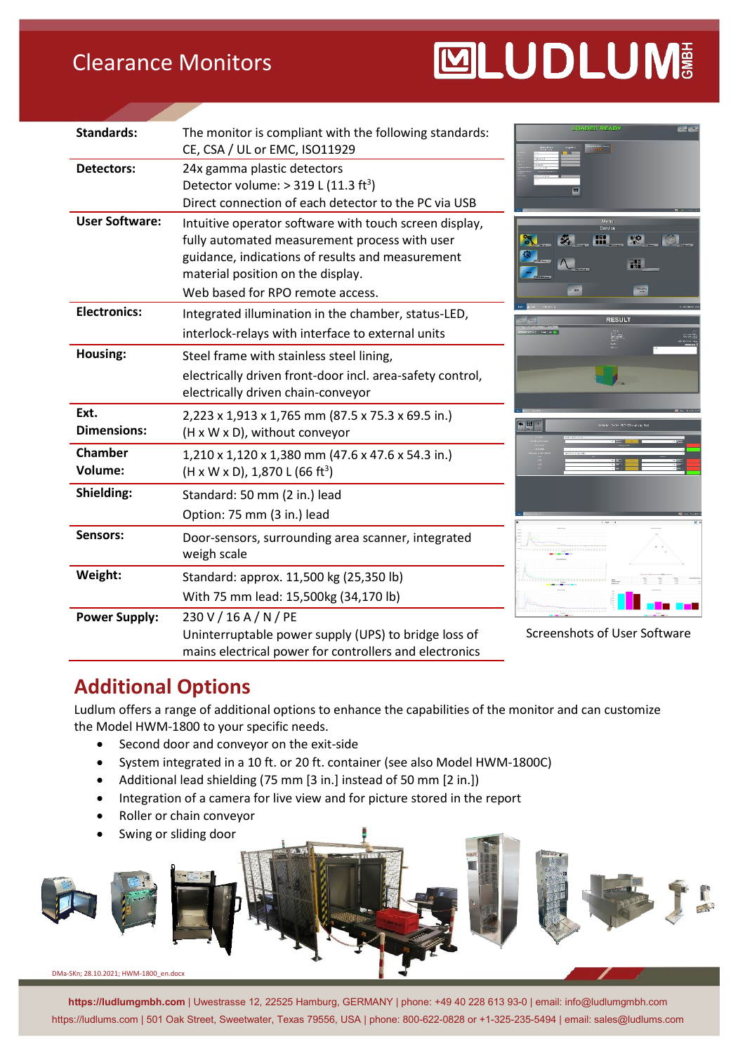Clearance Monitors

LUDLUM GMBH

| | |
|---|---|
| **Standards:** | The monitor is compliant with the following standards: CE, CSA / UL or EMC, ISO11929 |
| **Detectors:** | 24x gamma plastic detectors<br>Detector volume: > 319 L (11.3 $ft^3$)<br>Direct connection of each detector to the PC via USB |
| **User Software:** | Intuitive operator software with touch screen display, fully automated measurement process with user guidance, indications of results and measurement material position on the display.<br>Web based for RPO remote access. |
| **Electronics:** | Integrated illumination in the chamber, status-LED, interlock-relays with interface to external units |
| **Housing:** | Steel frame with stainless steel lining,<br>electrically driven front-door incl. area-safety control, electrically driven chain-conveyor |
| **Ext. Dimensions:** | 2,223 x 1,913 x 1,765 mm (87.5 x 75.3 x 69.5 in.) (H x W x D), without conveyor |
| **Chamber Volume:** | 1,210 x 1,120 x 1,380 mm (47.6 x 47.6 x 54.3 in.) (H x W x D), 1,870 L (66 $ft^3$) |
| **Shielding:** | Standard: 50 mm (2 in.) lead<br>Option: 75 mm (3 in.) lead |
| **Sensors:** | Door-sensors, surrounding area scanner, integrated weigh scale |
| **Weight:** | Standard: approx. 11,500 kg (25,350 lb)<br>With 75 mm lead: 15,500kg (34,170 lb) |
| **Power Supply:** | 230 V / 16 A / N / PE<br>Uninterruptable power supply (UPS) to bridge loss of mains electrical power for controllers and electronics |

Screenshots of User Software

## Additional Options

Ludlum offers a range of additional options to enhance the capabilities of the monitor and can customize the Model HWM-1800 to your specific needs.

- Second door and conveyor on the exit-side
- System integrated in a 10 ft. or 20 ft. container (see also Model HWM-1800C)
- Additional lead shielding (75 mm [3 in.] instead of 50 mm [2 in.])
- Integration of a camera for live view and for picture stored in the report
- Roller or chain conveyor
- Swing or sliding door

DMa-SKn; 28.10.2021; HWM-1800_en.docx

**https://ludlumgmbh.com** | Uwestrasse 12, 22525 Hamburg, GERMANY | phone: +49 40 228 613 93-0 | email: info@ludlumgmbh.com
https://ludlums.com | 501 Oak Street, Sweetwater, Texas 79556, USA | phone: 800-622-0828 or +1-325-235-5494 | email: sales@ludlums.com